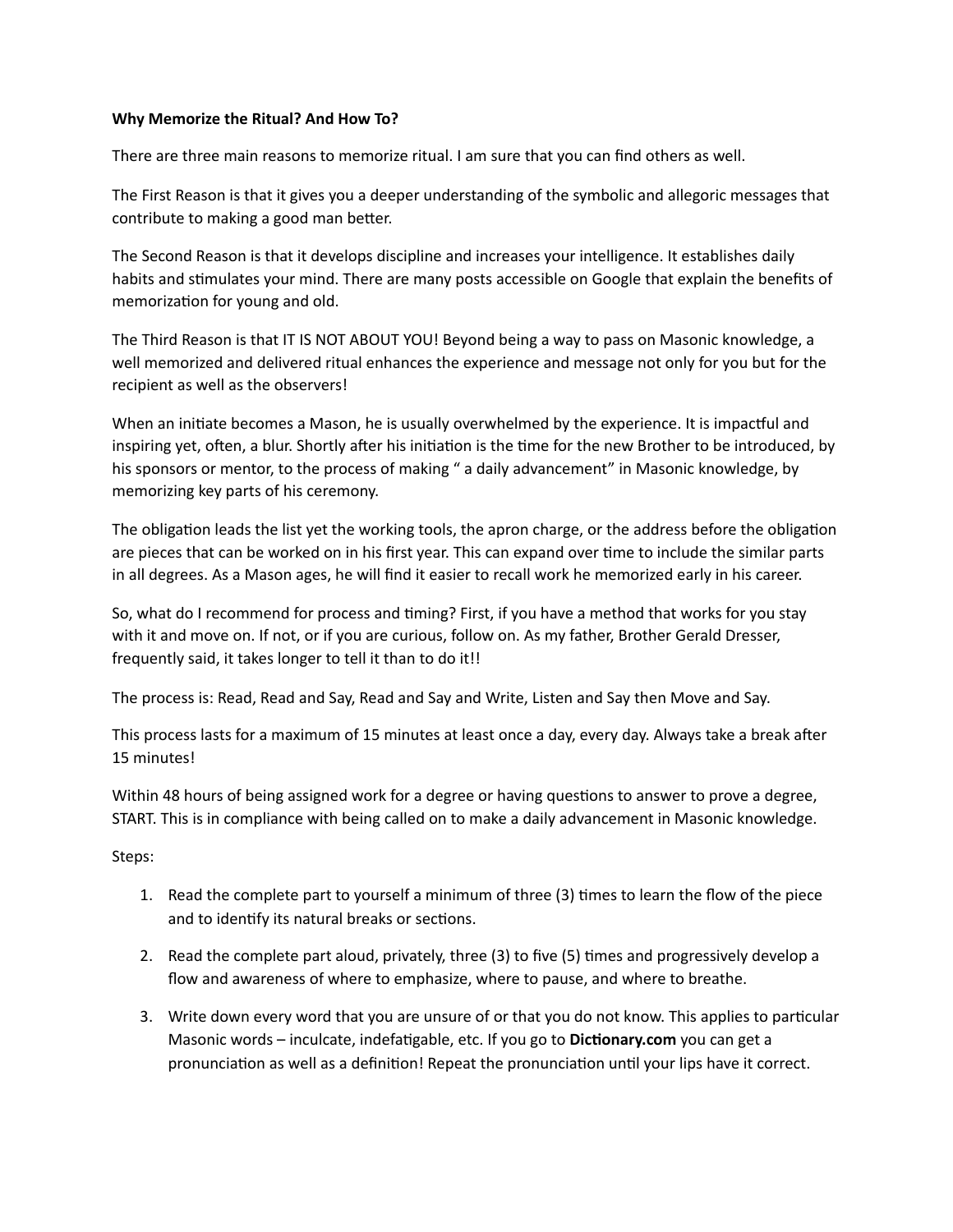**Why Memorize the Ritual? And How To?**

There are three main reasons to memorize ritual. I am sure that you can find others as well.

The First Reason is that it gives you a deeper understanding of the symbolic and allegoric messages that contribute to making a good man better.

The Second Reason is that it develops discipline and increases your intelligence. It establishes daily habits and stimulates your mind. There are many posts accessible on Google that explain the benefits of memorization for young and old.

The Third Reason is that IT IS NOT ABOUT YOU! Beyond being a way to pass on Masonic knowledge, a well memorized and delivered ritual enhances the experience and message not only for you but for the recipient as well as the observers!

When an initiate becomes a Mason, he is usually overwhelmed by the experience. It is impactful and inspiring yet, often, a blur. Shortly after his initiation is the time for the new Brother to be introduced, by his sponsors or mentor, to the process of making " a daily advancement" in Masonic knowledge, by memorizing key parts of his ceremony.

The obligation leads the list yet the working tools, the apron charge, or the address before the obligation are pieces that can be worked on in his first year. This can expand over time to include the similar parts in all degrees. As a Mason ages, he will find it easier to recall work he memorized early in his career.

So, what do I recommend for process and timing? First, if you have a method that works for you stay with it and move on. If not, or if you are curious, follow on. As my father, Brother Gerald Dresser, frequently said, it takes longer to tell it than to do it!!

The process is: Read, Read and Say, Read and Say and Write, Listen and Say then Move and Say.

This process lasts for a maximum of 15 minutes at least once a day, every day. Always take a break after 15 minutes!

Within 48 hours of being assigned work for a degree or having questions to answer to prove a degree, START. This is in compliance with being called on to make a daily advancement in Masonic knowledge.

Steps:

1. Read the complete part to yourself a minimum of three (3) times to learn the flow of the piece and to identify its natural breaks or sections.

2. Read the complete part aloud, privately, three (3) to five (5) times and progressively develop a flow and awareness of where to emphasize, where to pause, and where to breathe.

3. Write down every word that you are unsure of or that you do not know. This applies to particular Masonic words – inculcate, indefatigable, etc. If you go to **Dictionary.com** you can get a pronunciation as well as a definition! Repeat the pronunciation until your lips have it correct.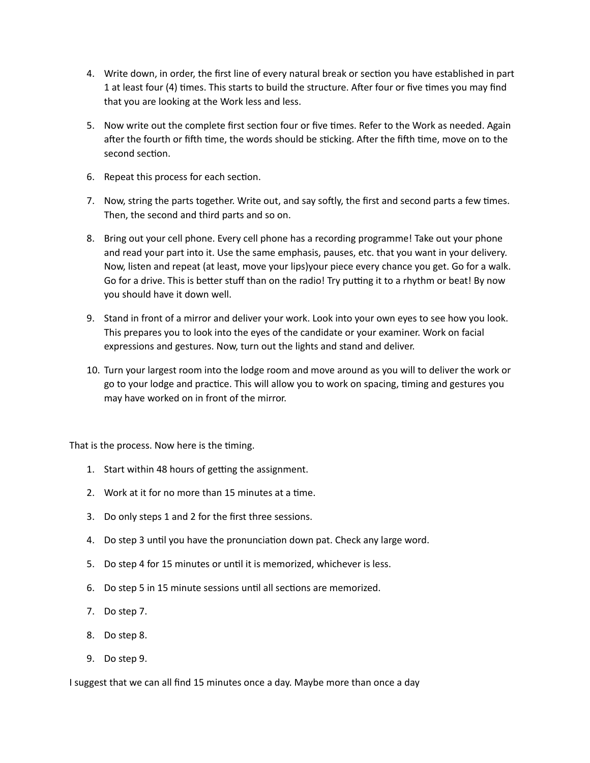4. Write down, in order, the first line of every natural break or section you have established in part 1 at least four (4) times. This starts to build the structure. After four or five times you may find that you are looking at the Work less and less.

5. Now write out the complete first section four or five times. Refer to the Work as needed. Again after the fourth or fifth time, the words should be sticking. After the fifth time, move on to the second section.

6. Repeat this process for each section.

7. Now, string the parts together. Write out, and say softly, the first and second parts a few times. Then, the second and third parts and so on.

8. Bring out your cell phone. Every cell phone has a recording programme! Take out your phone and read your part into it. Use the same emphasis, pauses, etc. that you want in your delivery. Now, listen and repeat (at least, move your lips)your piece every chance you get. Go for a walk. Go for a drive. This is better stuff than on the radio! Try putting it to a rhythm or beat! By now you should have it down well.

9. Stand in front of a mirror and deliver your work. Look into your own eyes to see how you look. This prepares you to look into the eyes of the candidate or your examiner. Work on facial expressions and gestures. Now, turn out the lights and stand and deliver.

10. Turn your largest room into the lodge room and move around as you will to deliver the work or go to your lodge and practice. This will allow you to work on spacing, timing and gestures you may have worked on in front of the mirror.

That is the process. Now here is the timing.

1. Start within 48 hours of getting the assignment.
2. Work at it for no more than 15 minutes at a time.
3. Do only steps 1 and 2 for the first three sessions.
4. Do step 3 until you have the pronunciation down pat. Check any large word.
5. Do step 4 for 15 minutes or until it is memorized, whichever is less.
6. Do step 5 in 15 minute sessions until all sections are memorized.
7. Do step 7.
8. Do step 8.
9. Do step 9.

I suggest that we can all find 15 minutes once a day. Maybe more than once a day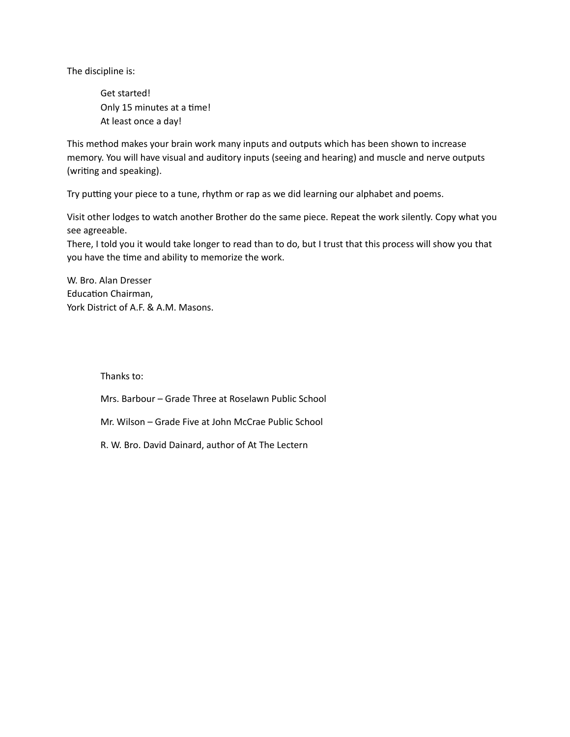The discipline is:

> Get started!
> Only 15 minutes at a time!
> At least once a day!

This method makes your brain work many inputs and outputs which has been shown to increase memory. You will have visual and auditory inputs (seeing and hearing) and muscle and nerve outputs (writing and speaking).

Try putting your piece to a tune, rhythm or rap as we did learning our alphabet and poems.

Visit other lodges to watch another Brother do the same piece. Repeat the work silently. Copy what you see agreeable.
There, I told you it would take longer to read than to do, but I trust that this process will show you that you have the time and ability to memorize the work.

W. Bro. Alan Dresser
Education Chairman,
York District of A.F. & A.M. Masons.

Thanks to:

Mrs. Barbour – Grade Three at Roselawn Public School

Mr. Wilson – Grade Five at John McCrae Public School

R. W. Bro. David Dainard, author of At The Lectern